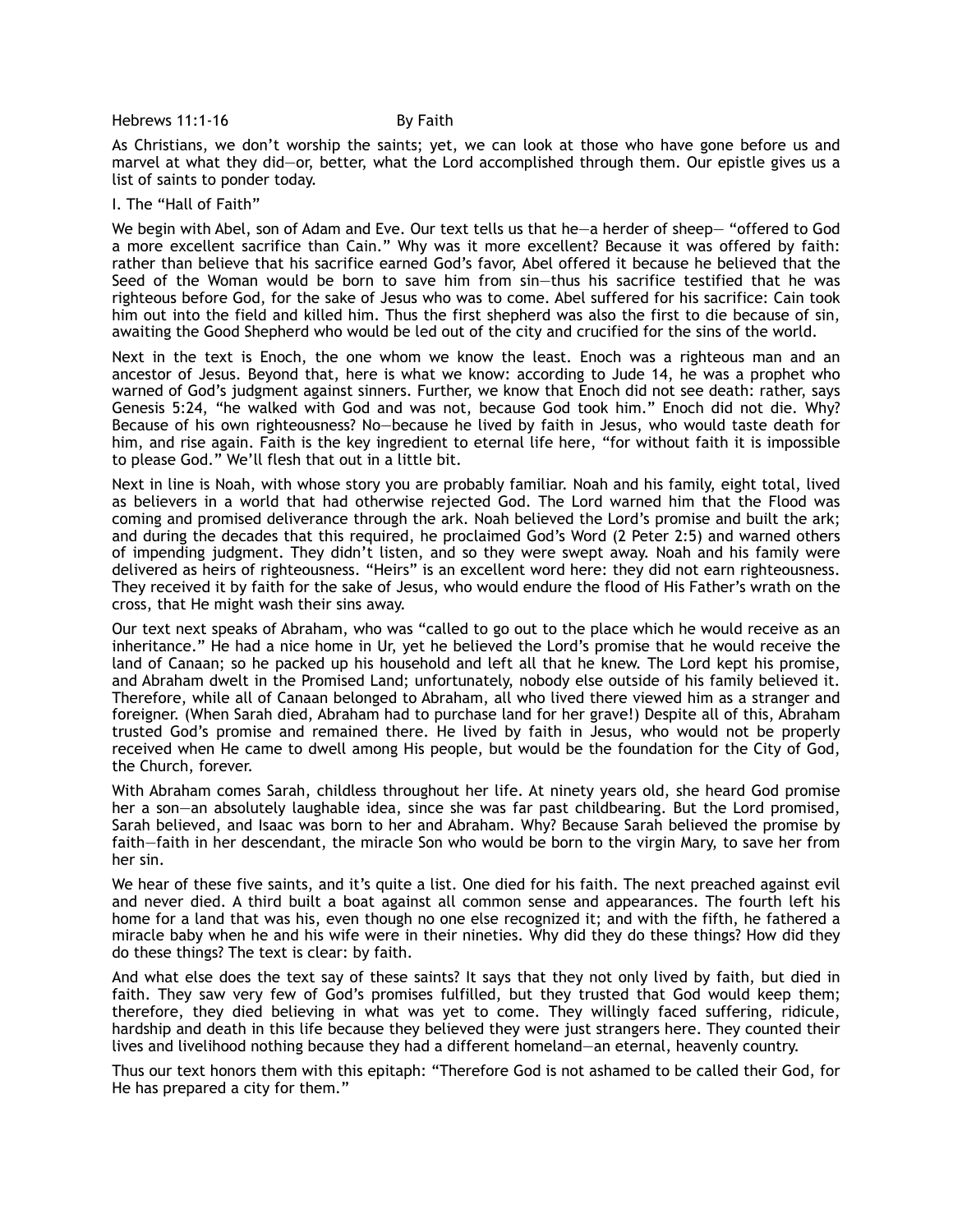Hebrews 11:1-16 By Faith

As Christians, we don't worship the saints; yet, we can look at those who have gone before us and marvel at what they did—or, better, what the Lord accomplished through them. Our epistle gives us a list of saints to ponder today.

## I. The "Hall of Faith"

We begin with Abel, son of Adam and Eve. Our text tells us that he—a herder of sheep— "offered to God a more excellent sacrifice than Cain." Why was it more excellent? Because it was offered by faith: rather than believe that his sacrifice earned God's favor, Abel offered it because he believed that the Seed of the Woman would be born to save him from sin—thus his sacrifice testified that he was righteous before God, for the sake of Jesus who was to come. Abel suffered for his sacrifice: Cain took him out into the field and killed him. Thus the first shepherd was also the first to die because of sin, awaiting the Good Shepherd who would be led out of the city and crucified for the sins of the world.

Next in the text is Enoch, the one whom we know the least. Enoch was a righteous man and an ancestor of Jesus. Beyond that, here is what we know: according to Jude 14, he was a prophet who warned of God's judgment against sinners. Further, we know that Enoch did not see death: rather, says Genesis 5:24, "he walked with God and was not, because God took him." Enoch did not die. Why? Because of his own righteousness? No—because he lived by faith in Jesus, who would taste death for him, and rise again. Faith is the key ingredient to eternal life here, "for without faith it is impossible to please God." We'll flesh that out in a little bit.

Next in line is Noah, with whose story you are probably familiar. Noah and his family, eight total, lived as believers in a world that had otherwise rejected God. The Lord warned him that the Flood was coming and promised deliverance through the ark. Noah believed the Lord's promise and built the ark; and during the decades that this required, he proclaimed God's Word (2 Peter 2:5) and warned others of impending judgment. They didn't listen, and so they were swept away. Noah and his family were delivered as heirs of righteousness. "Heirs" is an excellent word here: they did not earn righteousness. They received it by faith for the sake of Jesus, who would endure the flood of His Father's wrath on the cross, that He might wash their sins away.

Our text next speaks of Abraham, who was "called to go out to the place which he would receive as an inheritance." He had a nice home in Ur, yet he believed the Lord's promise that he would receive the land of Canaan; so he packed up his household and left all that he knew. The Lord kept his promise, and Abraham dwelt in the Promised Land; unfortunately, nobody else outside of his family believed it. Therefore, while all of Canaan belonged to Abraham, all who lived there viewed him as a stranger and foreigner. (When Sarah died, Abraham had to purchase land for her grave!) Despite all of this, Abraham trusted God's promise and remained there. He lived by faith in Jesus, who would not be properly received when He came to dwell among His people, but would be the foundation for the City of God, the Church, forever.

With Abraham comes Sarah, childless throughout her life. At ninety years old, she heard God promise her a son—an absolutely laughable idea, since she was far past childbearing. But the Lord promised, Sarah believed, and Isaac was born to her and Abraham. Why? Because Sarah believed the promise by faith—faith in her descendant, the miracle Son who would be born to the virgin Mary, to save her from her sin.

We hear of these five saints, and it's quite a list. One died for his faith. The next preached against evil and never died. A third built a boat against all common sense and appearances. The fourth left his home for a land that was his, even though no one else recognized it; and with the fifth, he fathered a miracle baby when he and his wife were in their nineties. Why did they do these things? How did they do these things? The text is clear: by faith.

And what else does the text say of these saints? It says that they not only lived by faith, but died in faith. They saw very few of God's promises fulfilled, but they trusted that God would keep them; therefore, they died believing in what was yet to come. They willingly faced suffering, ridicule, hardship and death in this life because they believed they were just strangers here. They counted their lives and livelihood nothing because they had a different homeland—an eternal, heavenly country.

Thus our text honors them with this epitaph: "Therefore God is not ashamed to be called their God, for He has prepared a city for them."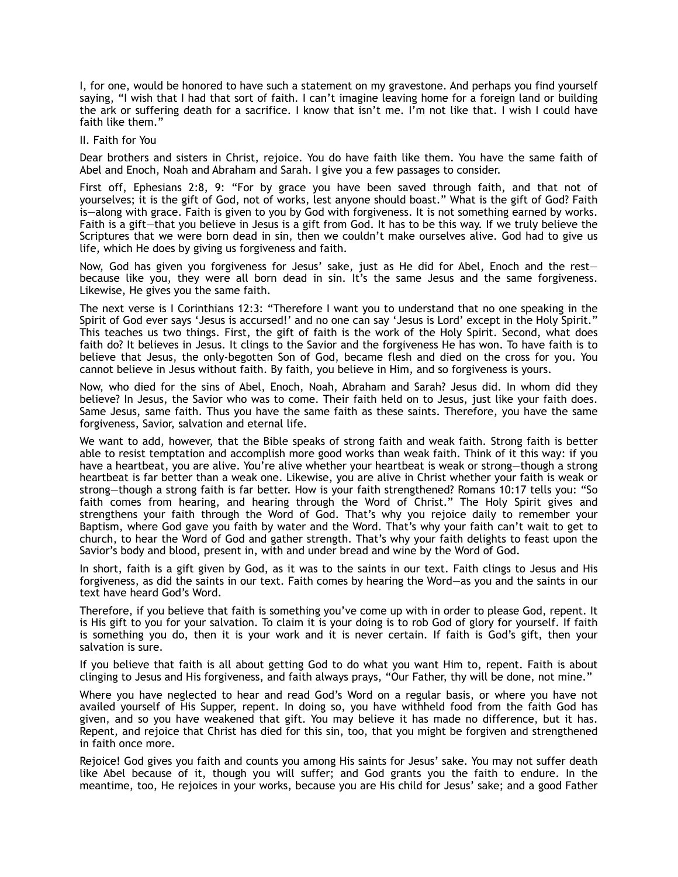I, for one, would be honored to have such a statement on my gravestone. And perhaps you find yourself saying, "I wish that I had that sort of faith. I can't imagine leaving home for a foreign land or building the ark or suffering death for a sacrifice. I know that isn't me. I'm not like that. I wish I could have faith like them."

## II. Faith for You

Dear brothers and sisters in Christ, rejoice. You do have faith like them. You have the same faith of Abel and Enoch, Noah and Abraham and Sarah. I give you a few passages to consider.

First off, Ephesians 2:8, 9: "For by grace you have been saved through faith, and that not of yourselves; it is the gift of God, not of works, lest anyone should boast." What is the gift of God? Faith is—along with grace. Faith is given to you by God with forgiveness. It is not something earned by works. Faith is a gift—that you believe in Jesus is a gift from God. It has to be this way. If we truly believe the Scriptures that we were born dead in sin, then we couldn't make ourselves alive. God had to give us life, which He does by giving us forgiveness and faith.

Now, God has given you forgiveness for Jesus' sake, just as He did for Abel, Enoch and the rest—because like you, they were all born dead in sin. It's the same Jesus and the same forgiveness. Likewise, He gives you the same faith.

The next verse is I Corinthians 12:3: "Therefore I want you to understand that no one speaking in the Spirit of God ever says 'Jesus is accursed!' and no one can say 'Jesus is Lord' except in the Holy Spirit." This teaches us two things. First, the gift of faith is the work of the Holy Spirit. Second, what does faith do? It believes in Jesus. It clings to the Savior and the forgiveness He has won. To have faith is to believe that Jesus, the only-begotten Son of God, became flesh and died on the cross for you. You cannot believe in Jesus without faith. By faith, you believe in Him, and so forgiveness is yours.

Now, who died for the sins of Abel, Enoch, Noah, Abraham and Sarah? Jesus did. In whom did they believe? In Jesus, the Savior who was to come. Their faith held on to Jesus, just like your faith does. Same Jesus, same faith. Thus you have the same faith as these saints. Therefore, you have the same forgiveness, Savior, salvation and eternal life.

We want to add, however, that the Bible speaks of strong faith and weak faith. Strong faith is better able to resist temptation and accomplish more good works than weak faith. Think of it this way: if you have a heartbeat, you are alive. You're alive whether your heartbeat is weak or strong—though a strong heartbeat is far better than a weak one. Likewise, you are alive in Christ whether your faith is weak or strong—though a strong faith is far better. How is your faith strengthened? Romans 10:17 tells you: "So faith comes from hearing, and hearing through the Word of Christ." The Holy Spirit gives and strengthens your faith through the Word of God. That's why you rejoice daily to remember your Baptism, where God gave you faith by water and the Word. That's why your faith can't wait to get to church, to hear the Word of God and gather strength. That's why your faith delights to feast upon the Savior's body and blood, present in, with and under bread and wine by the Word of God.

In short, faith is a gift given by God, as it was to the saints in our text. Faith clings to Jesus and His forgiveness, as did the saints in our text. Faith comes by hearing the Word—as you and the saints in our text have heard God's Word.

Therefore, if you believe that faith is something you've come up with in order to please God, repent. It is His gift to you for your salvation. To claim it is your doing is to rob God of glory for yourself. If faith is something you do, then it is your work and it is never certain. If faith is God's gift, then your salvation is sure.

If you believe that faith is all about getting God to do what you want Him to, repent. Faith is about clinging to Jesus and His forgiveness, and faith always prays, "Our Father, thy will be done, not mine."

Where you have neglected to hear and read God's Word on a regular basis, or where you have not availed yourself of His Supper, repent. In doing so, you have withheld food from the faith God has given, and so you have weakened that gift. You may believe it has made no difference, but it has. Repent, and rejoice that Christ has died for this sin, too, that you might be forgiven and strengthened in faith once more.

Rejoice! God gives you faith and counts you among His saints for Jesus' sake. You may not suffer death like Abel because of it, though you will suffer; and God grants you the faith to endure. In the meantime, too, He rejoices in your works, because you are His child for Jesus' sake; and a good Father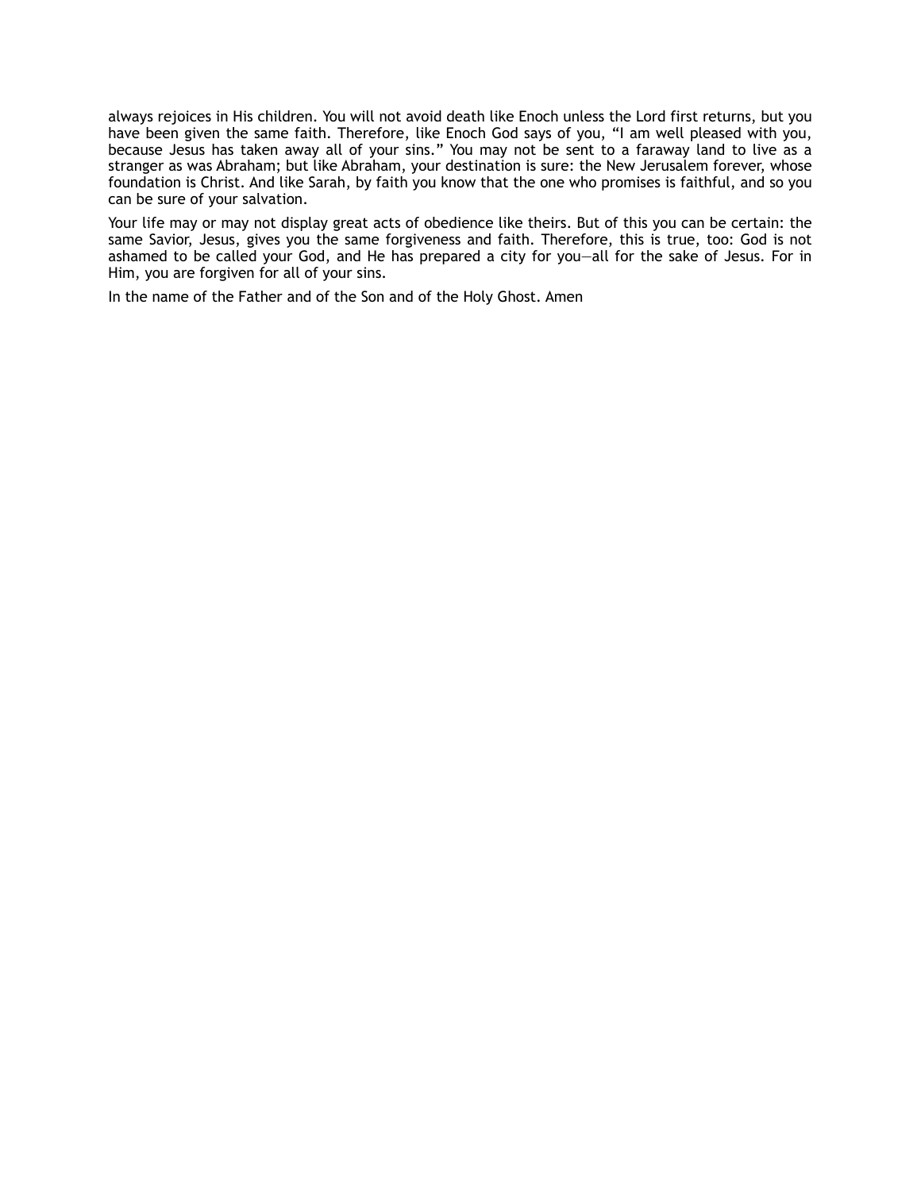always rejoices in His children. You will not avoid death like Enoch unless the Lord first returns, but you have been given the same faith. Therefore, like Enoch God says of you, “I am well pleased with you, because Jesus has taken away all of your sins.” You may not be sent to a faraway land to live as a stranger as was Abraham; but like Abraham, your destination is sure: the New Jerusalem forever, whose foundation is Christ. And like Sarah, by faith you know that the one who promises is faithful, and so you can be sure of your salvation.

Your life may or may not display great acts of obedience like theirs. But of this you can be certain: the same Savior, Jesus, gives you the same forgiveness and faith. Therefore, this is true, too: God is not ashamed to be called your God, and He has prepared a city for you—all for the sake of Jesus. For in Him, you are forgiven for all of your sins.

In the name of the Father and of the Son and of the Holy Ghost. Amen